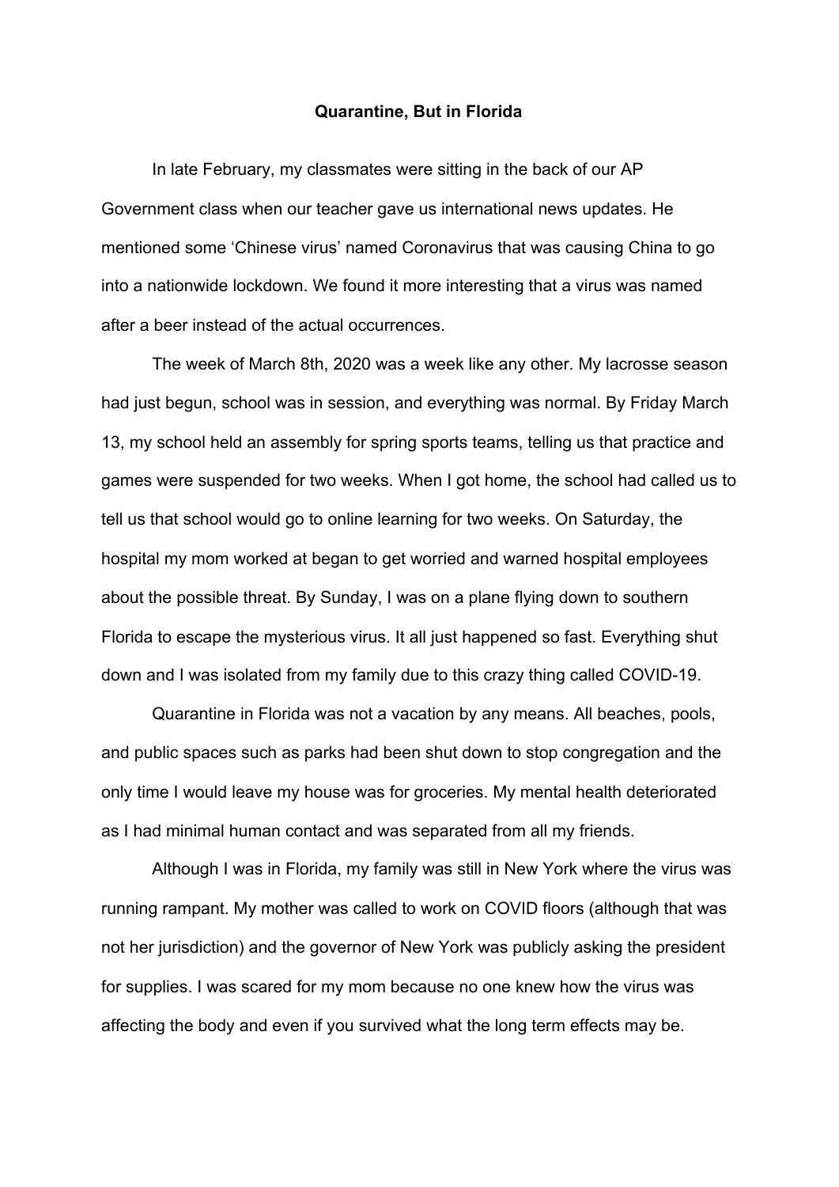**Quarantine, But in Florida**

In late February, my classmates were sitting in the back of our AP Government class when our teacher gave us international news updates. He mentioned some ‘Chinese virus’ named Coronavirus that was causing China to go into a nationwide lockdown. We found it more interesting that a virus was named after a beer instead of the actual occurrences.

The week of March 8th, 2020 was a week like any other. My lacrosse season had just begun, school was in session, and everything was normal. By Friday March 13, my school held an assembly for spring sports teams, telling us that practice and games were suspended for two weeks. When I got home, the school had called us to tell us that school would go to online learning for two weeks. On Saturday, the hospital my mom worked at began to get worried and warned hospital employees about the possible threat. By Sunday, I was on a plane flying down to southern Florida to escape the mysterious virus. It all just happened so fast. Everything shut down and I was isolated from my family due to this crazy thing called COVID-19.

Quarantine in Florida was not a vacation by any means. All beaches, pools, and public spaces such as parks had been shut down to stop congregation and the only time I would leave my house was for groceries. My mental health deteriorated as I had minimal human contact and was separated from all my friends.

Although I was in Florida, my family was still in New York where the virus was running rampant. My mother was called to work on COVID floors (although that was not her jurisdiction) and the governor of New York was publicly asking the president for supplies. I was scared for my mom because no one knew how the virus was affecting the body and even if you survived what the long term effects may be.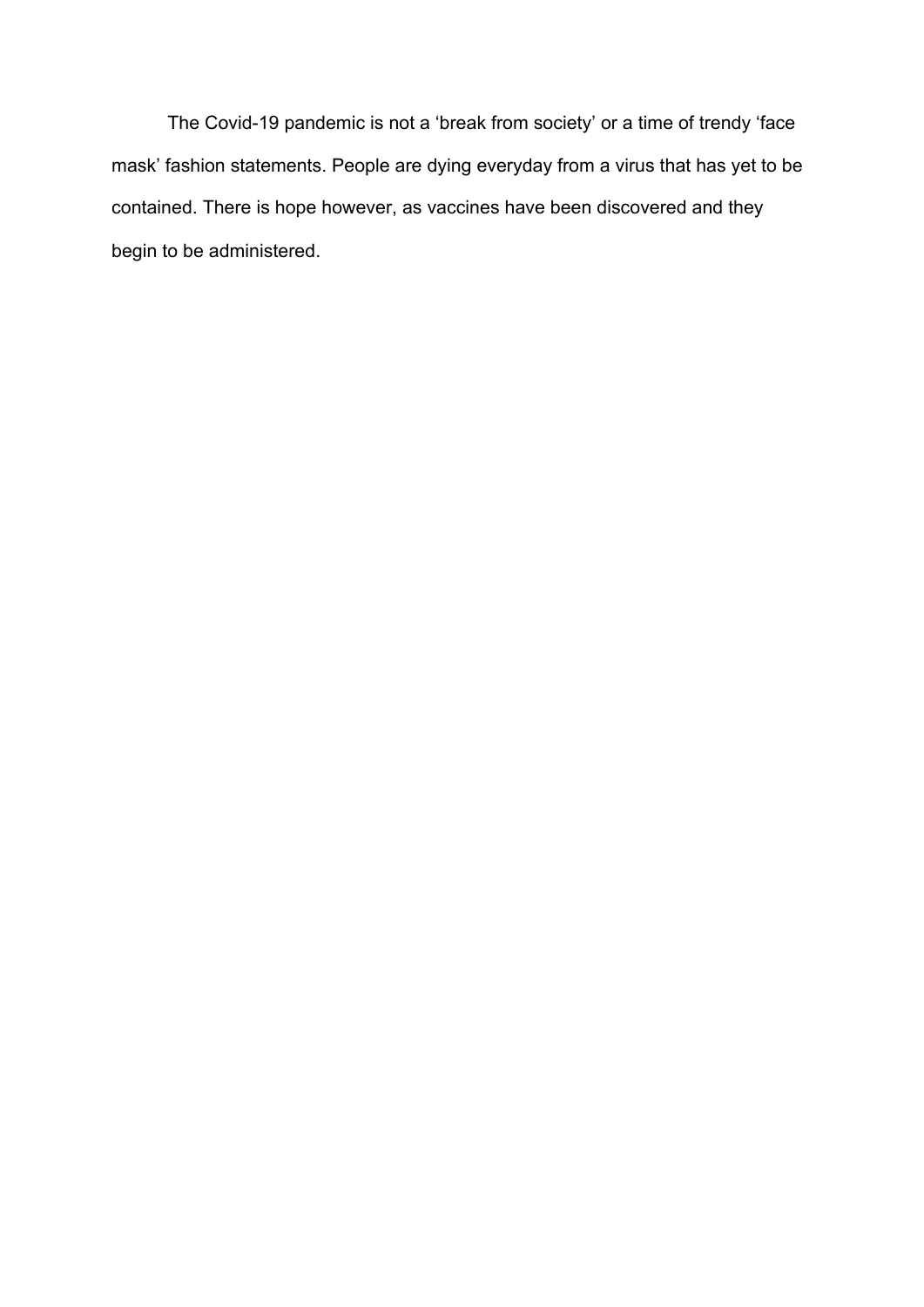The Covid-19 pandemic is not a ‘break from society’ or a time of trendy ‘face mask’ fashion statements. People are dying everyday from a virus that has yet to be contained. There is hope however, as vaccines have been discovered and they begin to be administered.